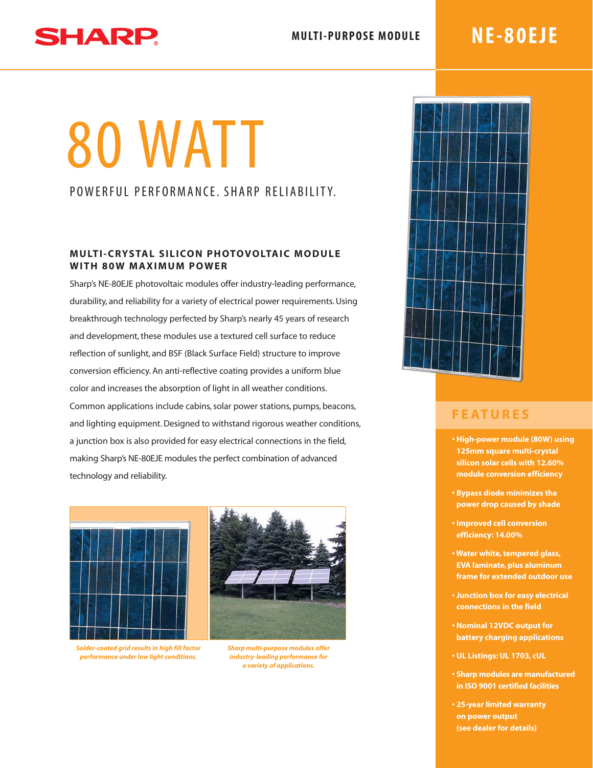SHARP

MULTI-PURPOSE MODULE

# NE-80EJE

# 80 WATT

POWERFUL PERFORMANCE. SHARP RELIABILITY.

### MULTI-CRYSTAL SILICON PHOTOVOLTAIC MODULE WITH 80W MAXIMUM POWER

Sharp's NE-80EJE photovoltaic modules offer industry-leading performance, durability, and reliability for a variety of electrical power requirements. Using breakthrough technology perfected by Sharp's nearly 45 years of research and development, these modules use a textured cell surface to reduce reflection of sunlight, and BSF (Black Surface Field) structure to improve conversion efficiency. An anti-reflective coating provides a uniform blue color and increases the absorption of light in all weather conditions. Common applications include cabins, solar power stations, pumps, beacons, and lighting equipment. Designed to withstand rigorous weather conditions, a junction box is also provided for easy electrical connections in the field, making Sharp's NE-80EJE modules the perfect combination of advanced technology and reliability.

*Solder-coated grid results in high fill factor performance under low light conditions.*

*Sharp multi-purpose modules offer industry-leading performance for a variety of applications.*

## FEATURES

- **High-power module (80W) using 125mm square multi-crystal silicon solar cells with 12.60% module conversion efficiency**
- **Bypass diode minimizes the power drop caused by shade**
- **Improved cell conversion efficiency: 14.00%**
- **Water white, tempered glass, EVA laminate, plus aluminum frame for extended outdoor use**
- **Junction box for easy electrical connections in the field**
- **Nominal 12VDC output for battery charging applications**
- **UL Listings: UL 1703, cUL**
- **Sharp modules are manufactured in ISO 9001 certified facilities**
- **25-year limited warranty on power output (see dealer for details)**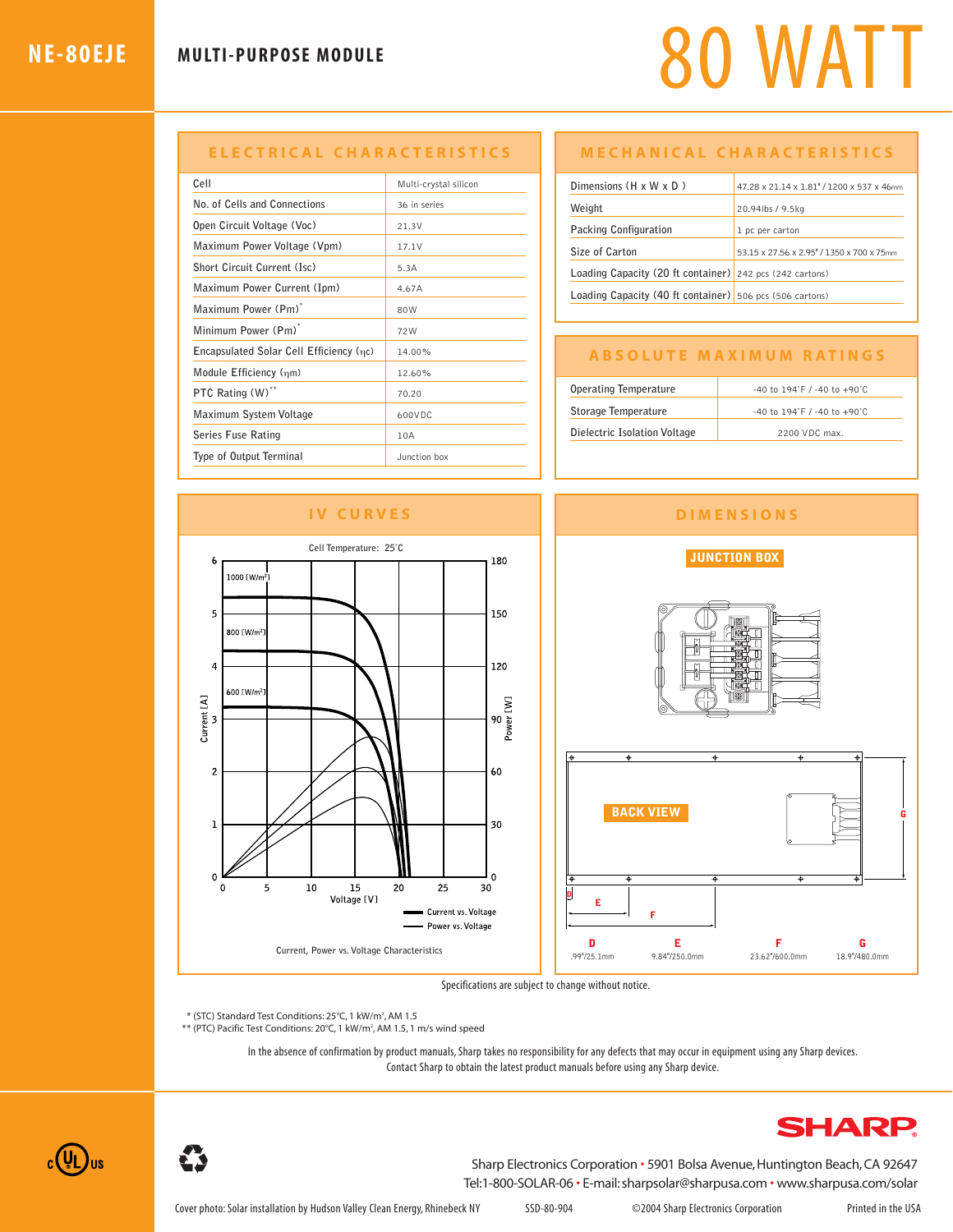# NE-80EJE MULTI-PURPOSE MODULE 80 WATT

## ELECTRICAL CHARACTERISTICS

| | |
|---|---|
| Cell | Multi-crystal silicon |
| No. of Cells and Connections | 36 in series |
| Open Circuit Voltage (Voc) | 21.3V |
| Maximum Power Voltage (Vpm) | 17.1V |
| Short Circuit Current (Isc) | 5.3A |
| Maximum Power Current (Ipm) | 4.67A |
| Maximum Power (Pm)* | 80W |
| Minimum Power (Pm)* | 72W |
| Encapsulated Solar Cell Efficiency ($\eta c$) | 14.00% |
| Module Efficiency ($\eta m$) | 12.60% |
| PTC Rating (W)** | 70.20 |
| Maximum System Voltage | 600VDC |
| Series Fuse Rating | 10A |
| Type of Output Terminal | Junction box |

## MECHANICAL CHARACTERISTICS

| | |
|---|---|
| Dimensions (H x W x D ) | 47.28 x 21.14 x 1.81" / 1200 x 537 x 46mm |
| Weight | 20.94lbs / 9.5kg |
| Packing Configuration | 1 pc per carton |
| Size of Carton | 53.15 x 27.56 x 2.95" / 1350 x 700 x 75mm |
| Loading Capacity (20 ft container) | 242 pcs (242 cartons) |
| Loading Capacity (40 ft container) | 506 pcs (506 cartons) |

## ABSOLUTE MAXIMUM RATINGS

| | |
|---|---|
| Operating Temperature | -40 to 194°F / -40 to +90°C |
| Storage Temperature | -40 to 194°F / -40 to +90°C |
| Dielectric Isolation Voltage | 2200 VDC max. |

## IV CURVES

Cell Temperature: 25°C

1000 [W/m²]
800 [W/m²]
600 [W/m²]

Current [A]
0 1 2 3 4 5 6

Power [W]
0 30 60 90 120 150 180

Voltage [V]
0 5 10 15 20 25 30

Current vs. Voltage
Power vs. Voltage

Current, Power vs. Voltage Characteristics

## DIMENSIONS

JUNCTION BOX

BACK VIEW

D E F G

| D | E | F | G |
|---|---|---|---|
| .99"/25.1mm | 9.84"/250.0mm | 23.62"/600.0mm | 18.9"/480.0mm |

Specifications are subject to change without notice.

\* (STC) Standard Test Conditions: 25°C, 1 kW/m², AM 1.5
\** (PTC) Pacific Test Conditions: 20°C, 1 kW/m², AM 1.5, 1 m/s wind speed

In the absence of confirmation by product manuals, Sharp takes no responsibility for any defects that may occur in equipment using any Sharp devices. Contact Sharp to obtain the latest product manuals before using any Sharp device.

SHARP

Sharp Electronics Corporation • 5901 Bolsa Avenue, Huntington Beach, CA 92647
Tel:1-800-SOLAR-06 • E-mail: sharpsolar@sharpusa.com • www.sharpusa.com/solar

Cover photo: Solar installation by Hudson Valley Clean Energy, Rhinebeck NY SSD-80-904 ©2004 Sharp Electronics Corporation Printed in the USA